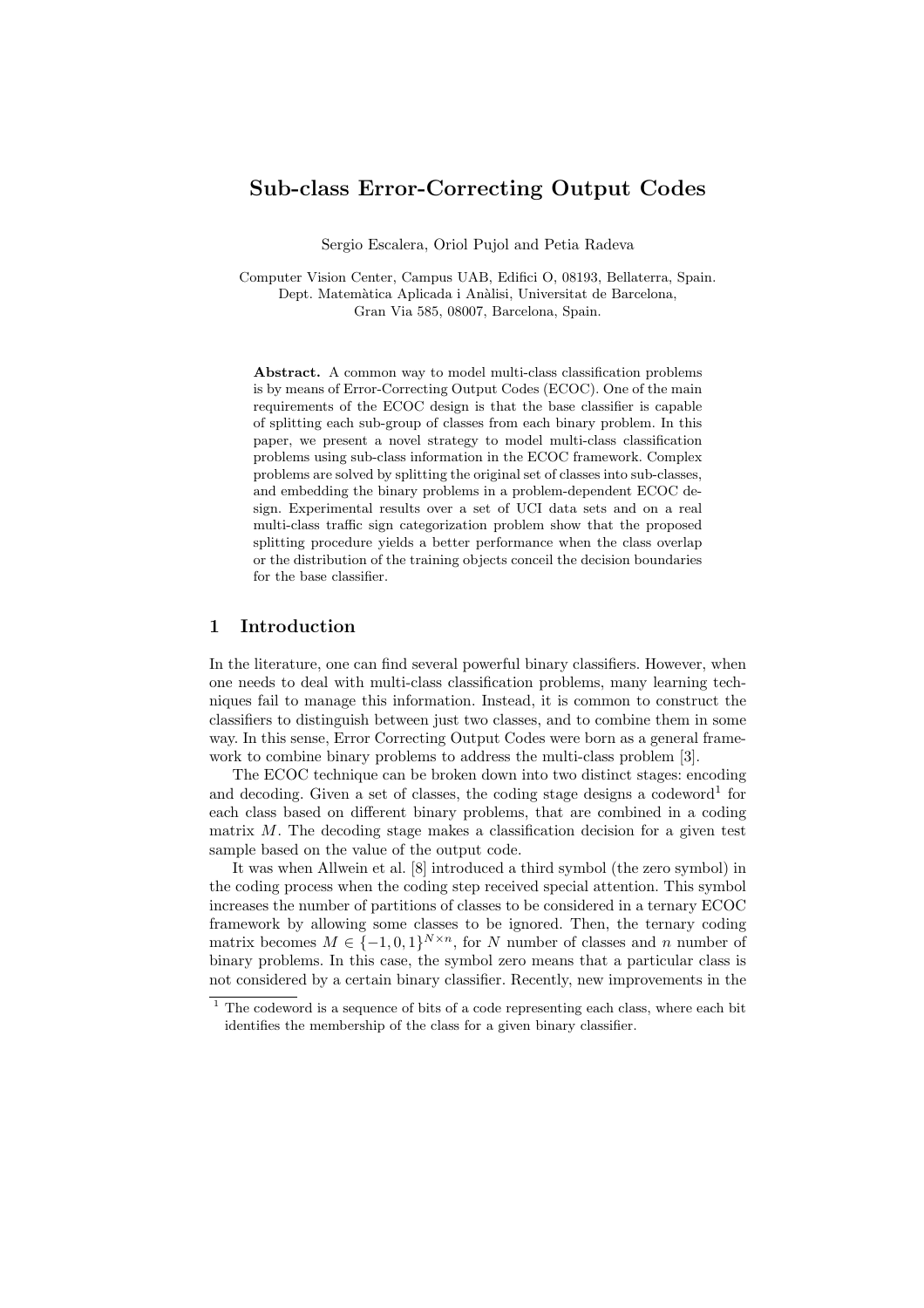# Sub-class Error-Correcting Output Codes

Sergio Escalera, Oriol Pujol and Petia Radeva

Computer Vision Center, Campus UAB, Edifici O, 08193, Bellaterra, Spain.
Dept. Matemàtica Aplicada i Anàlisi, Universitat de Barcelona,
Gran Via 585, 08007, Barcelona, Spain.

**Abstract.** A common way to model multi-class classification problems is by means of Error-Correcting Output Codes (ECOC). One of the main requirements of the ECOC design is that the base classifier is capable of splitting each sub-group of classes from each binary problem. In this paper, we present a novel strategy to model multi-class classification problems using sub-class information in the ECOC framework. Complex problems are solved by splitting the original set of classes into sub-classes, and embedding the binary problems in a problem-dependent ECOC design. Experimental results over a set of UCI data sets and on a real multi-class traffic sign categorization problem show that the proposed splitting procedure yields a better performance when the class overlap or the distribution of the training objects conceil the decision boundaries for the base classifier.

## 1 Introduction

In the literature, one can find several powerful binary classifiers. However, when one needs to deal with multi-class classification problems, many learning techniques fail to manage this information. Instead, it is common to construct the classifiers to distinguish between just two classes, and to combine them in some way. In this sense, Error Correcting Output Codes were born as a general framework to combine binary problems to address the multi-class problem [3].

The ECOC technique can be broken down into two distinct stages: encoding and decoding. Given a set of classes, the coding stage designs a codeword[1] for each class based on different binary problems, that are combined in a coding matrix $M$. The decoding stage makes a classification decision for a given test sample based on the value of the output code.

It was when Allwein et al. [8] introduced a third symbol (the zero symbol) in the coding process when the coding step received special attention. This symbol increases the number of partitions of classes to be considered in a ternary ECOC framework by allowing some classes to be ignored. Then, the ternary coding matrix becomes $M \in \{-1, 0, 1\}^{N \times n}$, for $N$ number of classes and $n$ number of binary problems. In this case, the symbol zero means that a particular class is not considered by a certain binary classifier. Recently, new improvements in the

[1] The codeword is a sequence of bits of a code representing each class, where each bit identifies the membership of the class for a given binary classifier.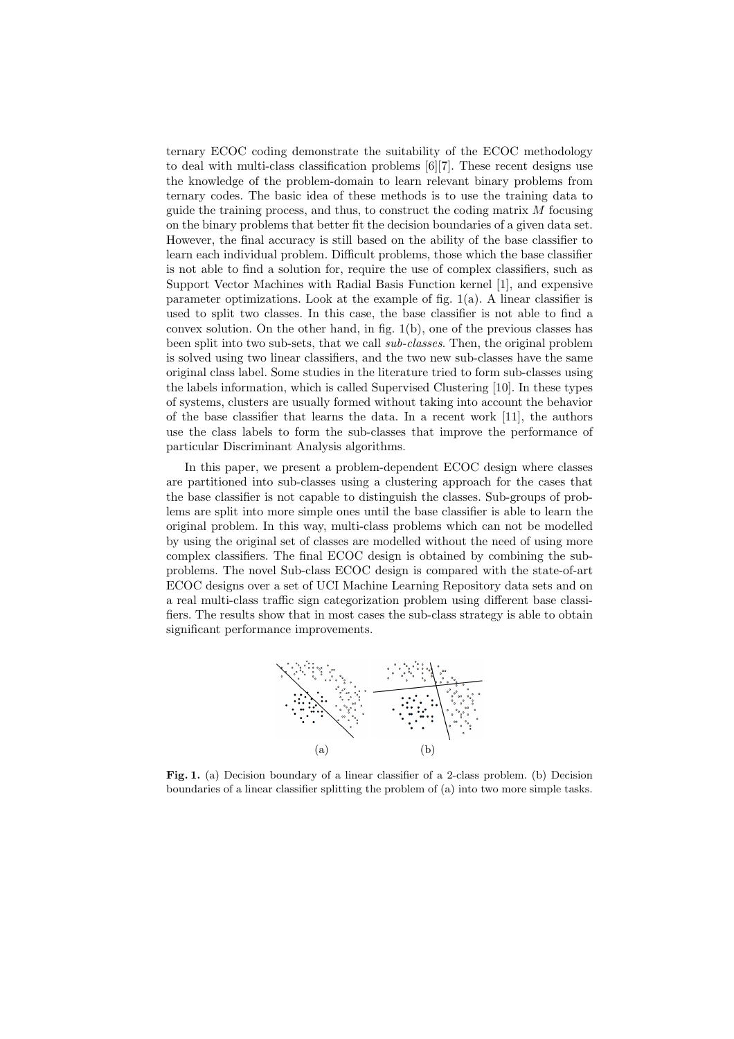ternary ECOC coding demonstrate the suitability of the ECOC methodology to deal with multi-class classification problems [6][7]. These recent designs use the knowledge of the problem-domain to learn relevant binary problems from ternary codes. The basic idea of these methods is to use the training data to guide the training process, and thus, to construct the coding matrix $M$ focusing on the binary problems that better fit the decision boundaries of a given data set. However, the final accuracy is still based on the ability of the base classifier to learn each individual problem. Difficult problems, those which the base classifier is not able to find a solution for, require the use of complex classifiers, such as Support Vector Machines with Radial Basis Function kernel [1], and expensive parameter optimizations. Look at the example of fig. 1(a). A linear classifier is used to split two classes. In this case, the base classifier is not able to find a convex solution. On the other hand, in fig. 1(b), one of the previous classes has been split into two sub-sets, that we call *sub-classes*. Then, the original problem is solved using two linear classifiers, and the two new sub-classes have the same original class label. Some studies in the literature tried to form sub-classes using the labels information, which is called Supervised Clustering [10]. In these types of systems, clusters are usually formed without taking into account the behavior of the base classifier that learns the data. In a recent work [11], the authors use the class labels to form the sub-classes that improve the performance of particular Discriminant Analysis algorithms.

In this paper, we present a problem-dependent ECOC design where classes are partitioned into sub-classes using a clustering approach for the cases that the base classifier is not capable to distinguish the classes. Sub-groups of problems are split into more simple ones until the base classifier is able to learn the original problem. In this way, multi-class problems which can not be modelled by using the original set of classes are modelled without the need of using more complex classifiers. The final ECOC design is obtained by combining the sub-problems. The novel Sub-class ECOC design is compared with the state-of-art ECOC designs over a set of UCI Machine Learning Repository data sets and on a real multi-class traffic sign categorization problem using different base classifiers. The results show that in most cases the sub-class strategy is able to obtain significant performance improvements.

(a) (b)

**Fig. 1.** (a) Decision boundary of a linear classifier of a 2-class problem. (b) Decision boundaries of a linear classifier splitting the problem of (a) into two more simple tasks.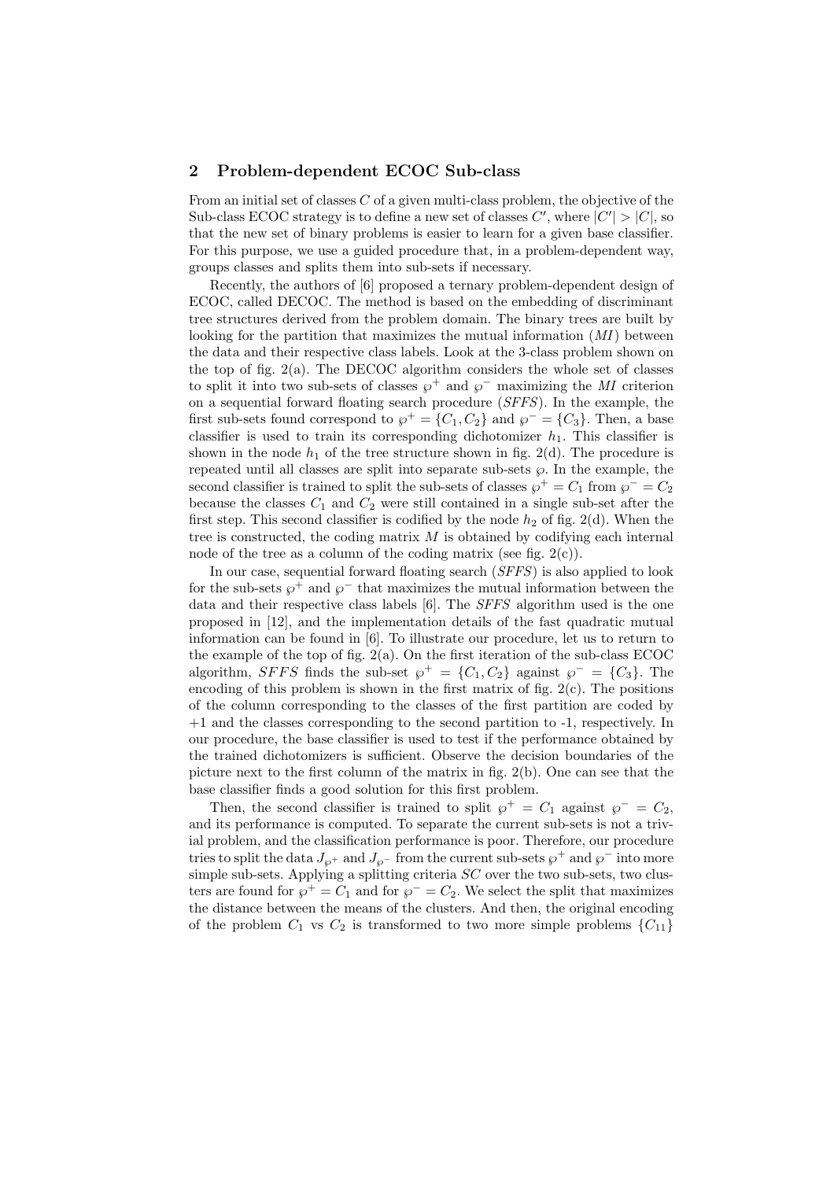## 2 Problem-dependent ECOC Sub-class

From an initial set of classes $C$ of a given multi-class problem, the objective of the Sub-class ECOC strategy is to define a new set of classes $C'$, where $|C'| > |C|$, so that the new set of binary problems is easier to learn for a given base classifier. For this purpose, we use a guided procedure that, in a problem-dependent way, groups classes and splits them into sub-sets if necessary.

Recently, the authors of [6] proposed a ternary problem-dependent design of ECOC, called DECOC. The method is based on the embedding of discriminant tree structures derived from the problem domain. The binary trees are built by looking for the partition that maximizes the mutual information (*MI*) between the data and their respective class labels. Look at the 3-class problem shown on the top of fig. 2(a). The DECOC algorithm considers the whole set of classes to split it into two sub-sets of classes $\wp^+$ and $\wp^-$ maximizing the *MI* criterion on a sequential forward floating search procedure (*SFFS*). In the example, the first sub-sets found correspond to $\wp^+ = \{C_1, C_2\}$ and $\wp^- = \{C_3\}$. Then, a base classifier is used to train its corresponding dichotomizer $h_1$. This classifier is shown in the node $h_1$ of the tree structure shown in fig. 2(d). The procedure is repeated until all classes are split into separate sub-sets $\wp$. In the example, the second classifier is trained to split the sub-sets of classes $\wp^+ = C_1$ from $\wp^- = C_2$ because the classes $C_1$ and $C_2$ were still contained in a single sub-set after the first step. This second classifier is codified by the node $h_2$ of fig. 2(d). When the tree is constructed, the coding matrix $M$ is obtained by codifying each internal node of the tree as a column of the coding matrix (see fig. 2(c)).

In our case, sequential forward floating search (*SFFS*) is also applied to look for the sub-sets $\wp^+$ and $\wp^-$ that maximizes the mutual information between the data and their respective class labels [6]. The *SFFS* algorithm used is the one proposed in [12], and the implementation details of the fast quadratic mutual information can be found in [6]. To illustrate our procedure, let us to return to the example of the top of fig. 2(a). On the first iteration of the sub-class ECOC algorithm, $SFFS$ finds the sub-set $\wp^+ = \{C_1, C_2\}$ against $\wp^- = \{C_3\}$. The encoding of this problem is shown in the first matrix of fig. 2(c). The positions of the column corresponding to the classes of the first partition are coded by +1 and the classes corresponding to the second partition to -1, respectively. In our procedure, the base classifier is used to test if the performance obtained by the trained dichotomizers is sufficient. Observe the decision boundaries of the picture next to the first column of the matrix in fig. 2(b). One can see that the base classifier finds a good solution for this first problem.

Then, the second classifier is trained to split $\wp^+ = C_1$ against $\wp^- = C_2$, and its performance is computed. To separate the current sub-sets is not a trivial problem, and the classification performance is poor. Therefore, our procedure tries to split the data $J_{\wp^+}$ and $J_{\wp^-}$ from the current sub-sets $\wp^+$ and $\wp^-$ into more simple sub-sets. Applying a splitting criteria $SC$ over the two sub-sets, two clusters are found for $\wp^+ = C_1$ and for $\wp^- = C_2$. We select the split that maximizes the distance between the means of the clusters. And then, the original encoding of the problem $C_1$ vs $C_2$ is transformed to two more simple problems $\{C_{11}\}$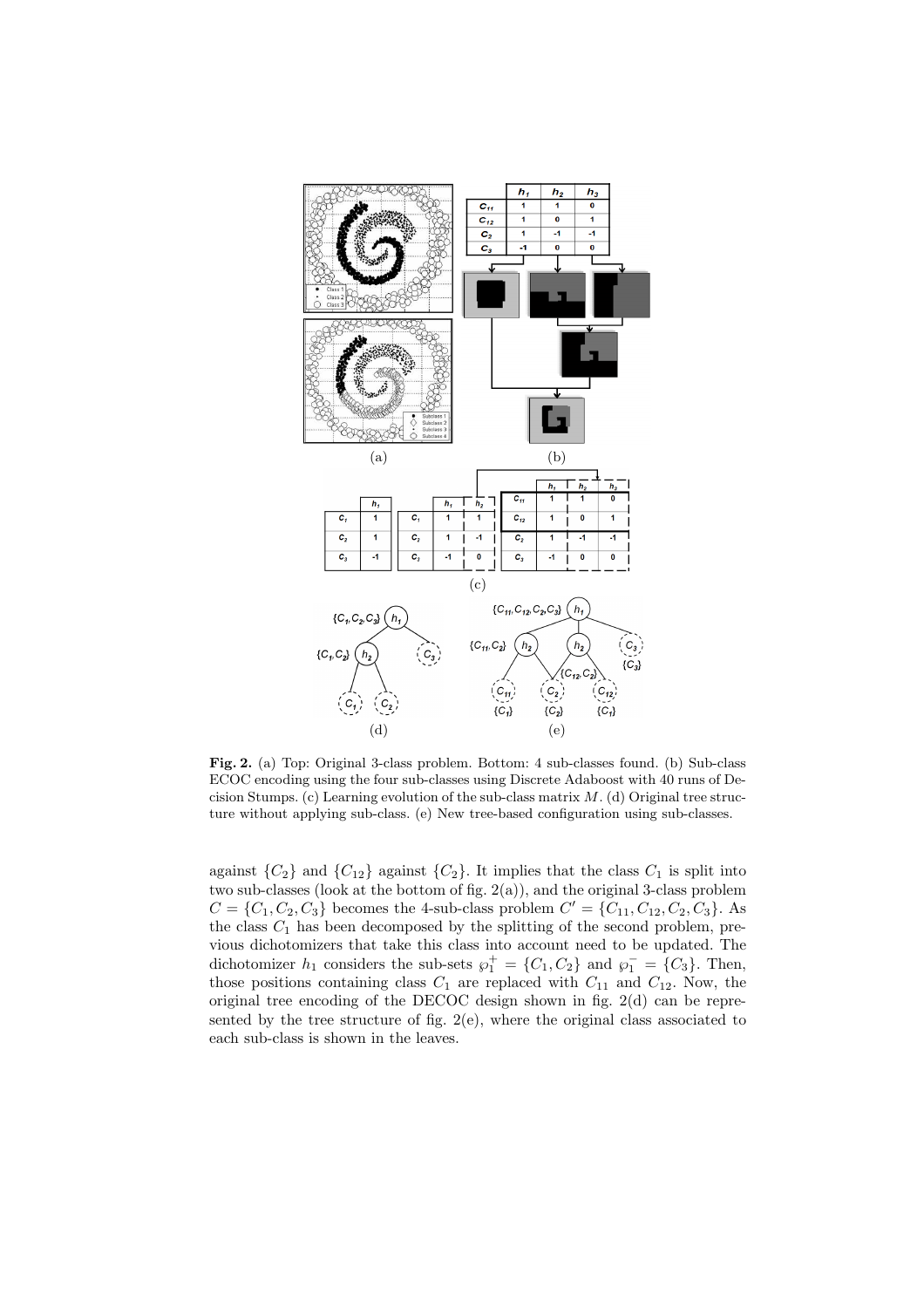**Fig. 2.** (a) Top: Original 3-class problem. Bottom: 4 sub-classes found. (b) Sub-class ECOC encoding using the four sub-classes using Discrete Adaboost with 40 runs of Decision Stumps. (c) Learning evolution of the sub-class matrix $M$. (d) Original tree structure without applying sub-class. (e) New tree-based configuration using sub-classes.

against $\{C_2\}$ and $\{C_{12}\}$ against $\{C_2\}$. It implies that the class $C_1$ is split into two sub-classes (look at the bottom of fig. 2(a)), and the original 3-class problem $C = \{C_1, C_2, C_3\}$ becomes the 4-sub-class problem $C' = \{C_{11}, C_{12}, C_2, C_3\}$. As the class $C_1$ has been decomposed by the splitting of the second problem, previous dichotomizers that take this class into account need to be updated. The dichotomizer $h_1$ considers the sub-sets $\wp_1^+ = \{C_1, C_2\}$ and $\wp_1^- = \{C_3\}$. Then, those positions containing class $C_1$ are replaced with $C_{11}$ and $C_{12}$. Now, the original tree encoding of the DECOC design shown in fig. 2(d) can be represented by the tree structure of fig. 2(e), where the original class associated to each sub-class is shown in the leaves.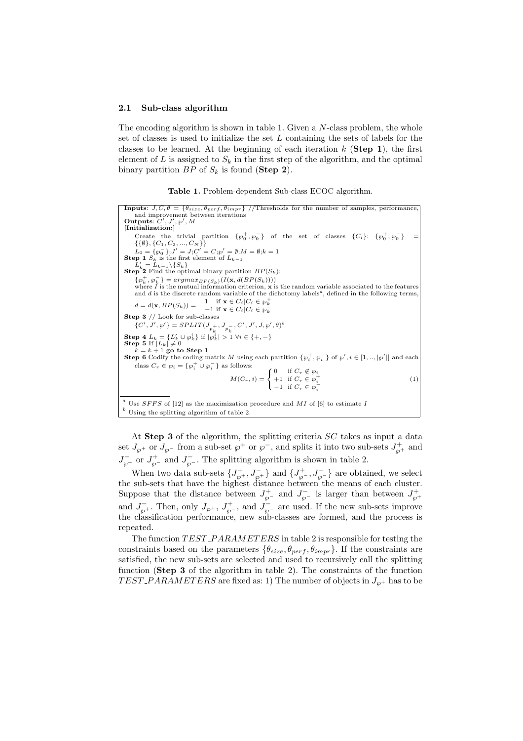### 2.1 Sub-class algorithm

The encoding algorithm is shown in table 1. Given a $N$-class problem, the whole set of classes is used to initialize the set $L$ containing the sets of labels for the classes to be learned. At the beginning of each iteration $k$ (**Step 1**), the first element of $L$ is assigned to $S_k$ in the first step of the algorithm, and the optimal binary partition $BP$ of $S_k$ is found (**Step 2**).

**Table 1.** Problem-dependent Sub-class ECOC algorithm.

**Inputs**: $J, C, \theta = \{\theta_{size}, \theta_{perf}, \theta_{impr}\}$ //Thresholds for the number of samples, performance, and improvement between iterations
**Outputs**: $C', J', \wp', M$
**[Initialization:]**
Create the trivial partition $\{\wp_0^+, \wp_0^-\}$ of the set of classes $\{C_i\}$: $\{\wp_0^+, \wp_0^-\} = \{\{\emptyset\}, \{C_1, C_2, ..., C_N\}\}$
$L_0 = \{\wp_0^-\}; J' = J; C' = C; \wp' = \emptyset; M = \emptyset; k = 1$
**Step 1** $S_k$ is the first element of $L_{k-1}$
$L'_k = L_{k-1} \backslash \{S_k\}$
**Step 2** Find the optimal binary partition $BP(S_k)$:
$\{\wp_k^+, \wp_k^-\} = argmax_{BP(S_k)}(I(\mathbf{x}, d(BP(S_k))))$
where $I$ is the mutual information criterion, $\mathbf{x}$ is the random variable associated to the features and $d$ is the discrete random variable of the dichotomy labels[a], defined in the following terms,
$d = d(\mathbf{x}, BP(S_k)) = \begin{cases} 1 & \text{if } \mathbf{x} \in C_i | C_i \in \wp_k^+ \\ -1 & \text{if } \mathbf{x} \in C_i | C_i \in \wp_k^- \end{cases}$
**Step 3** // Look for sub-classes
$\{C', J', \wp'\} = SPLIT(J_{p_k^+}, J_{p_k^-}, C', J', J, \wp', \theta)$[b]
**Step 4** $L_k = \{L'_k \cup \wp_k^i\}$ if $|\wp_k^i| > 1 \; \forall i \in \{+, -\}$
**Step 5** If $|L_k| \neq 0$
$k = k + 1$ **go to Step 1**
**Step 6** Codify the coding matrix $M$ using each partition $\{\wp_i^+, \wp_i^-\}$ of $\wp', i \in [1, .., |\wp'|]$ and each class $C_r \in \wp_i = \{\wp_i^+ \cup \wp_i^-\}$ as follows:

$$M(C_r, i) = \begin{cases} 0 & \text{if } C_r \notin \wp_i \\ +1 & \text{if } C_r \in \wp_i^+ \\ -1 & \text{if } C_r \in \wp_i^- \end{cases} \quad (1)$$

[a] Use $SFFS$ of [12] as the maximization procedure and $MI$ of [6] to estimate $I$
[b] Using the splitting algorithm of table 2.

At **Step 3** of the algorithm, the splitting criteria $SC$ takes as input a data set $J_{\wp^+}$ or $J_{\wp^-}$ from a sub-set $\wp^+$ or $\wp^-$, and splits it into two sub-sets $J_{\wp^+}^+$ and $J_{\wp^+}^-$ or $J_{\wp^-}^+$ and $J_{\wp^-}^-$. The splitting algorithm is shown in table 2.

When two data sub-sets $\{J_{\wp^+}^+, J_{\wp^+}^-\}$ and $\{J_{\wp^-}^+, J_{\wp^-}^-\}$ are obtained, we select the sub-sets that have the highest distance between the means of each cluster. Suppose that the distance between $J_{\wp^-}^+$ and $J_{\wp^-}^-$ is larger than between $J_{\wp^+}^+$ and $J_{\wp^+}^-$. Then, only $J_{\wp^+}$, $J_{\wp^-}^+$, and $J_{\wp^-}^-$ are used. If the new sub-sets improve the classification performance, new sub-classes are formed, and the process is repeated.

The function $TEST\_PARAMETERS$ in table 2 is responsible for testing the constraints based on the parameters $\{\theta_{size}, \theta_{perf}, \theta_{impr}\}$. If the constraints are satisfied, the new sub-sets are selected and used to recursively call the splitting function (**Step 3** of the algorithm in table 2). The constraints of the function $TEST\_PARAMETERS$ are fixed as: 1) The number of objects in $J_{\wp^+}$ has to be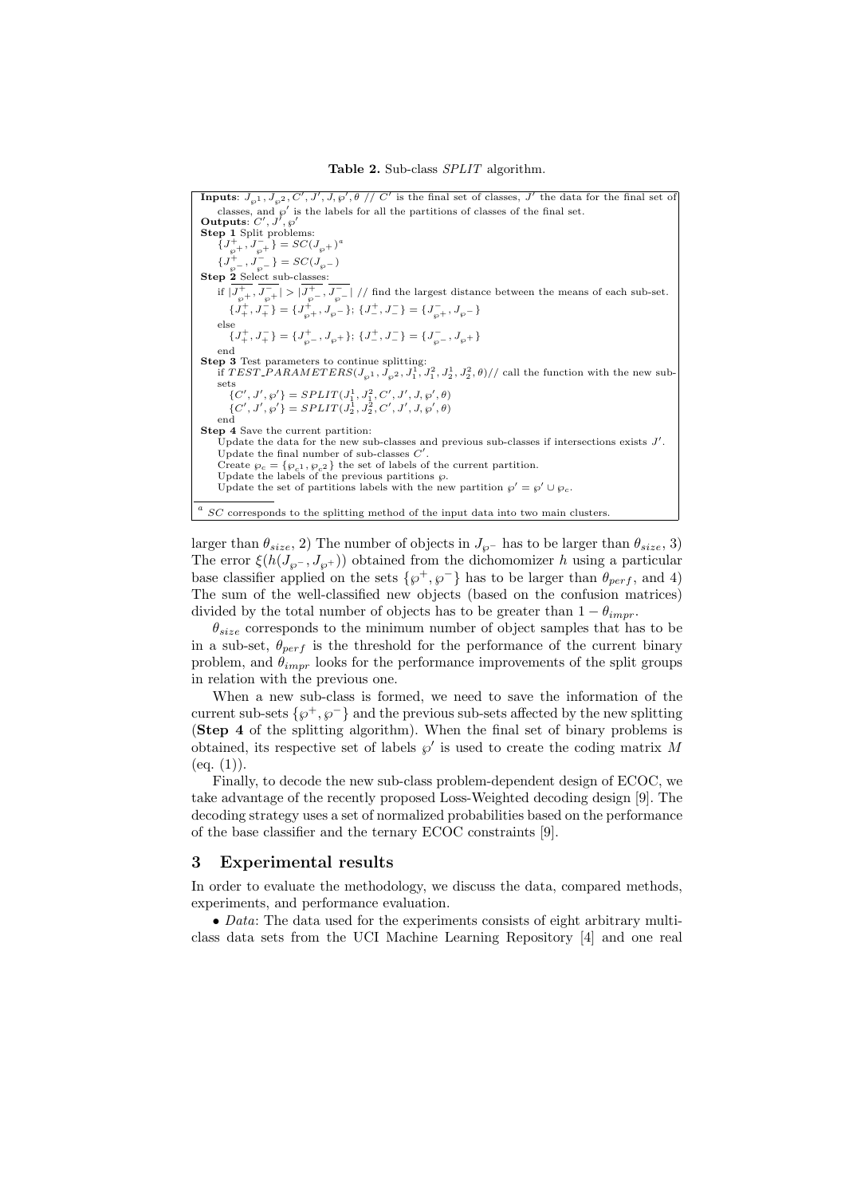**Table 2.** Sub-class *SPLIT* algorithm.

```
Inputs: J_℘1, J_℘2, C', J', J, ℘', θ // C' is the final set of classes, J' the data for the final set of
    classes, and ℘' is the labels for all the partitions of classes of the final set.
Outputs: C', J', ℘'
Step 1 Split problems:
    {J^+_℘+, J^-_℘+} = SC(J_℘+)^a
    {J^+_℘-, J^-_℘-} = SC(J_℘-)
Step 2 Select sub-classes:
    if |mean(J^+_℘+), mean(J^-_℘+)| > |mean(J^+_℘-), mean(J^-_℘-)| // find the largest distance between the means of each sub-set.
        {J^+_+, J^-_+} = {J^+_℘+, J_℘-}; {J^+_-, J^-_-} = {J^-_℘+, J_℘-}
    else
        {J^+_+, J^-_+} = {J^+_℘-, J_℘+}; {J^+_-, J^-_-} = {J^-_℘-, J_℘+}
    end
Step 3 Test parameters to continue splitting:
    if TEST_PARAMETERS(J_℘1, J_℘2, J^1_1, J^2_1, J^1_2, J^2_2, θ)// call the function with the new sub-
    sets
        {C', J', ℘'} = SPLIT(J^1_1, J^2_1, C', J', J, ℘', θ)
        {C', J', ℘'} = SPLIT(J^1_2, J^2_2, C', J', J, ℘', θ)
    end
Step 4 Save the current partition:
    Update the data for the new sub-classes and previous sub-classes if intersections exists J'.
    Update the final number of sub-classes C'.
    Create ℘_c = {℘_c1, ℘_c2} the set of labels of the current partition.
    Update the labels of the previous partitions ℘.
    Update the set of partitions labels with the new partition ℘' = ℘' ∪ ℘_c.
```

[a] *SC* corresponds to the splitting method of the input data into two main clusters.

larger than $\theta_{size}$, 2) The number of objects in $J_{\wp^-}$ has to be larger than $\theta_{size}$, 3) The error $\xi(h(J_{\wp^-}, J_{\wp^+}))$ obtained from the dichomomizer $h$ using a particular base classifier applied on the sets $\{\wp^+, \wp^-\}$ has to be larger than $\theta_{perf}$, and 4) The sum of the well-classified new objects (based on the confusion matrices) divided by the total number of objects has to be greater than $1 - \theta_{impr}$.

$\theta_{size}$ corresponds to the minimum number of object samples that has to be in a sub-set, $\theta_{perf}$ is the threshold for the performance of the current binary problem, and $\theta_{impr}$ looks for the performance improvements of the split groups in relation with the previous one.

When a new sub-class is formed, we need to save the information of the current sub-sets $\{\wp^+, \wp^-\}$ and the previous sub-sets affected by the new splitting (**Step 4** of the splitting algorithm). When the final set of binary problems is obtained, its respective set of labels $\wp'$ is used to create the coding matrix $M$ (eq. (1)).

Finally, to decode the new sub-class problem-dependent design of ECOC, we take advantage of the recently proposed Loss-Weighted decoding design [9]. The decoding strategy uses a set of normalized probabilities based on the performance of the base classifier and the ternary ECOC constraints [9].

## 3 Experimental results

In order to evaluate the methodology, we discuss the data, compared methods, experiments, and performance evaluation.

• *Data*: The data used for the experiments consists of eight arbitrary multi-class data sets from the UCI Machine Learning Repository [4] and one real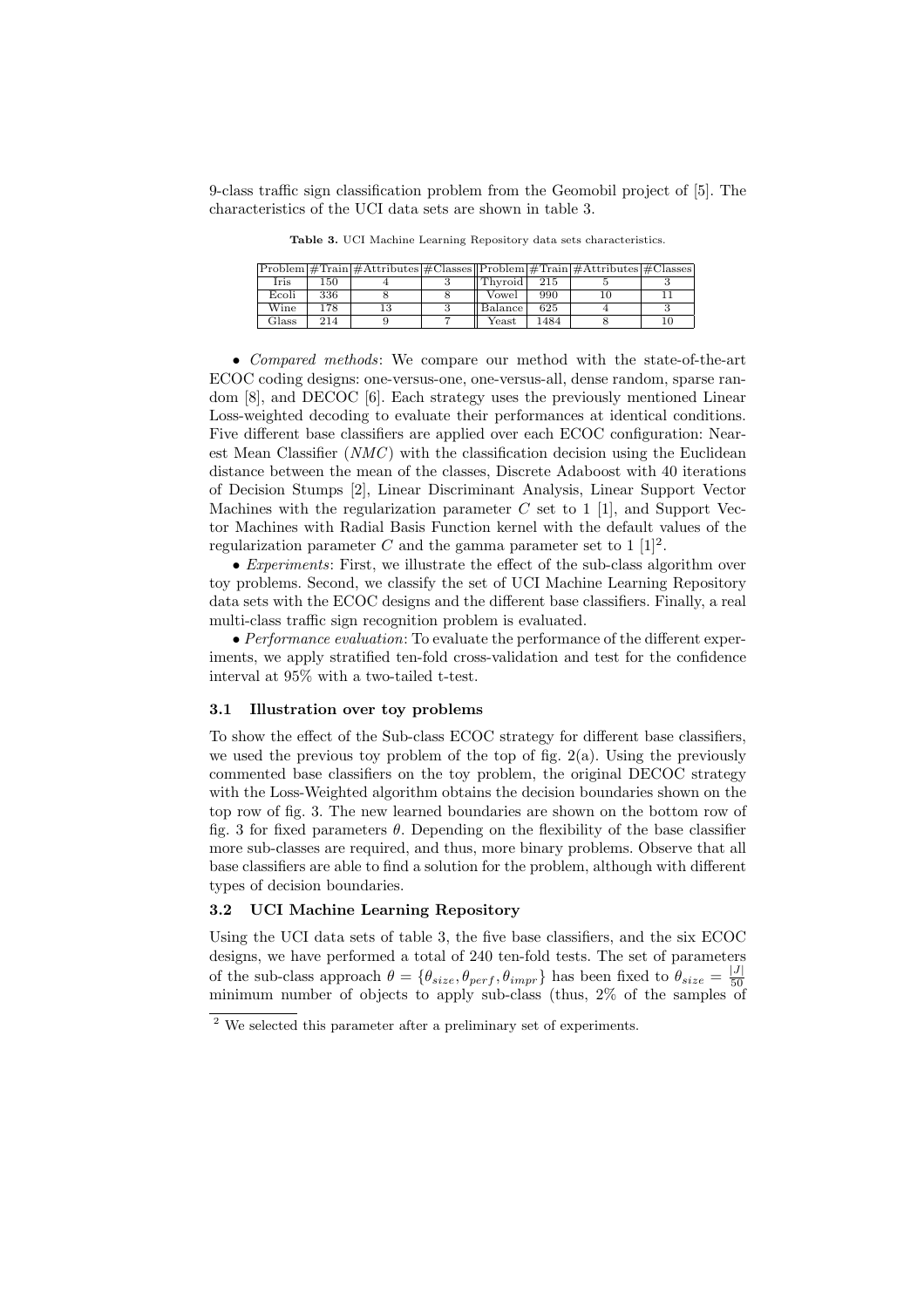9-class traffic sign classification problem from the Geomobil project of [5]. The characteristics of the UCI data sets are shown in table 3.

**Table 3.** UCI Machine Learning Repository data sets characteristics.

| Problem | #Train | #Attributes | #Classes | Problem | #Train | #Attributes | #Classes |
|---|---|---|---|---|---|---|---|
| Iris | 150 | 4 | 3 | Thyroid | 215 | 5 | 3 |
| Ecoli | 336 | 8 | 8 | Vowel | 990 | 10 | 11 |
| Wine | 178 | 13 | 3 | Balance | 625 | 4 | 3 |
| Glass | 214 | 9 | 7 | Yeast | 1484 | 8 | 10 |

- *Compared methods*: We compare our method with the state-of-the-art ECOC coding designs: one-versus-one, one-versus-all, dense random, sparse random [8], and DECOC [6]. Each strategy uses the previously mentioned Linear Loss-weighted decoding to evaluate their performances at identical conditions. Five different base classifiers are applied over each ECOC configuration: Nearest Mean Classifier (*NMC*) with the classification decision using the Euclidean distance between the mean of the classes, Discrete Adaboost with 40 iterations of Decision Stumps [2], Linear Discriminant Analysis, Linear Support Vector Machines with the regularization parameter $C$ set to 1 [1], and Support Vector Machines with Radial Basis Function kernel with the default values of the regularization parameter $C$ and the gamma parameter set to 1 [1][2].
- *Experiments*: First, we illustrate the effect of the sub-class algorithm over toy problems. Second, we classify the set of UCI Machine Learning Repository data sets with the ECOC designs and the different base classifiers. Finally, a real multi-class traffic sign recognition problem is evaluated.
- *Performance evaluation*: To evaluate the performance of the different experiments, we apply stratified ten-fold cross-validation and test for the confidence interval at 95% with a two-tailed t-test.

### 3.1 Illustration over toy problems

To show the effect of the Sub-class ECOC strategy for different base classifiers, we used the previous toy problem of the top of fig. 2(a). Using the previously commented base classifiers on the toy problem, the original DECOC strategy with the Loss-Weighted algorithm obtains the decision boundaries shown on the top row of fig. 3. The new learned boundaries are shown on the bottom row of fig. 3 for fixed parameters $\theta$. Depending on the flexibility of the base classifier more sub-classes are required, and thus, more binary problems. Observe that all base classifiers are able to find a solution for the problem, although with different types of decision boundaries.

### 3.2 UCI Machine Learning Repository

Using the UCI data sets of table 3, the five base classifiers, and the six ECOC designs, we have performed a total of 240 ten-fold tests. The set of parameters of the sub-class approach $\theta = \{\theta_{size}, \theta_{perf}, \theta_{impr}\}$ has been fixed to $\theta_{size} = \frac{|J|}{50}$ minimum number of objects to apply sub-class (thus, 2% of the samples of

[2] We selected this parameter after a preliminary set of experiments.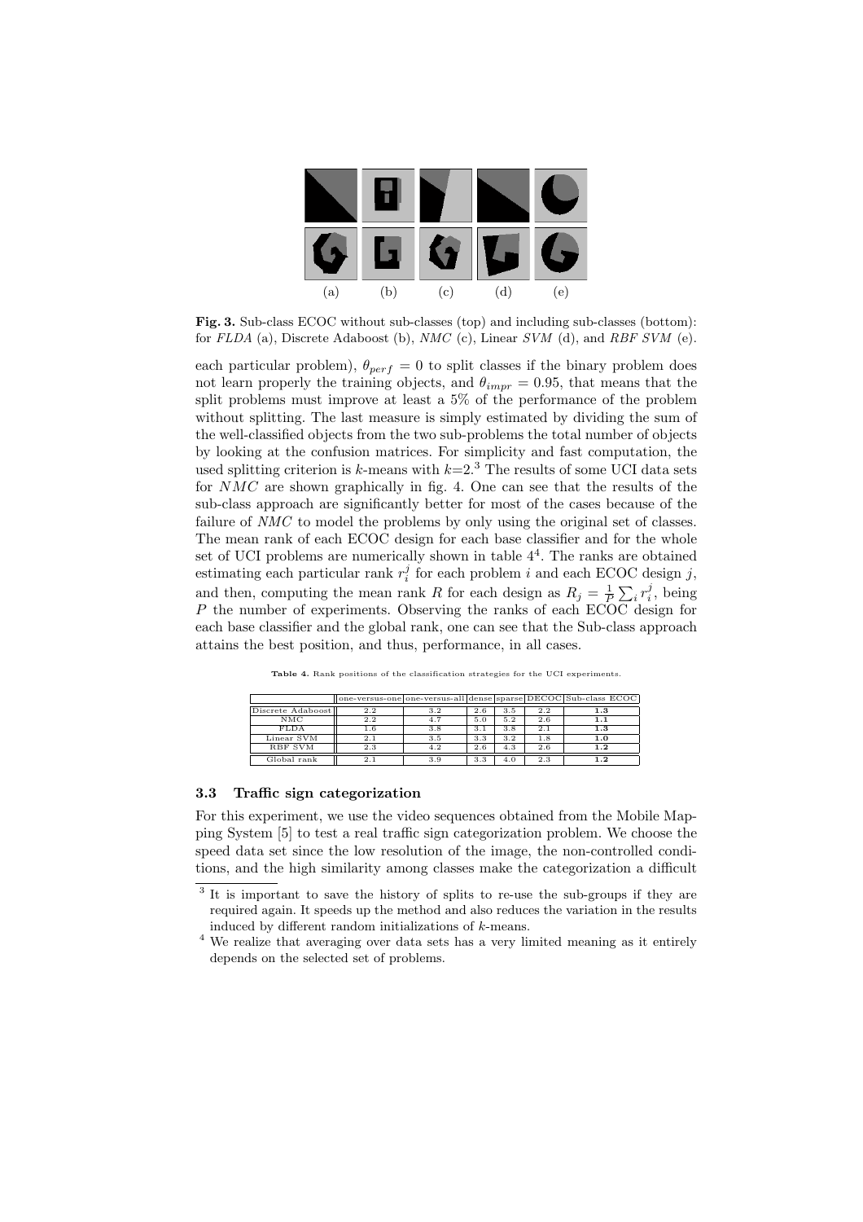Fig. 3. Sub-class ECOC without sub-classes (top) and including sub-classes (bottom): for *FLDA* (a), Discrete Adaboost (b), *NMC* (c), Linear *SVM* (d), and *RBF SVM* (e).

each particular problem), $\theta_{perf} = 0$ to split classes if the binary problem does not learn properly the training objects, and $\theta_{impr} = 0.95$, that means that the split problems must improve at least a 5% of the performance of the problem without splitting. The last measure is simply estimated by dividing the sum of the well-classified objects from the two sub-problems the total number of objects by looking at the confusion matrices. For simplicity and fast computation, the used splitting criterion is $k$-means with $k$=2.[3] The results of some UCI data sets for $NMC$ are shown graphically in fig. 4. One can see that the results of the sub-class approach are significantly better for most of the cases because of the failure of $NMC$ to model the problems by only using the original set of classes. The mean rank of each ECOC design for each base classifier and for the whole set of UCI problems are numerically shown in table 4[4]. The ranks are obtained estimating each particular rank $r_i^j$ for each problem $i$ and each ECOC design $j$, and then, computing the mean rank $R$ for each design as $R_j = \frac{1}{P}\sum_i r_i^j$, being $P$ the number of experiments. Observing the ranks of each ECOC design for each base classifier and the global rank, one can see that the Sub-class approach attains the best position, and thus, performance, in all cases.

**Table 4.** Rank positions of the classification strategies for the UCI experiments.

| | one-versus-one | one-versus-all | dense | sparse | DECOC | Sub-class ECOC |
|---|---|---|---|---|---|---|
| Discrete Adaboost | 2.2 | 3.2 | 2.6 | 3.5 | 2.2 | **1.3** |
| NMC | 2.2 | 4.7 | 5.0 | 5.2 | 2.6 | **1.1** |
| FLDA | 1.6 | 3.8 | 3.1 | 3.8 | 2.1 | **1.3** |
| Linear SVM | 2.1 | 3.5 | 3.3 | 3.2 | 1.8 | **1.0** |
| RBF SVM | 2.3 | 4.2 | 2.6 | 4.3 | 2.6 | **1.2** |
| Global rank | 2.1 | 3.9 | 3.3 | 4.0 | 2.3 | **1.2** |

### 3.3 Traffic sign categorization

For this experiment, we use the video sequences obtained from the Mobile Mapping System [5] to test a real traffic sign categorization problem. We choose the speed data set since the low resolution of the image, the non-controlled conditions, and the high similarity among classes make the categorization a difficult

[3] It is important to save the history of splits to re-use the sub-groups if they are required again. It speeds up the method and also reduces the variation in the results induced by different random initializations of $k$-means.

[4] We realize that averaging over data sets has a very limited meaning as it entirely depends on the selected set of problems.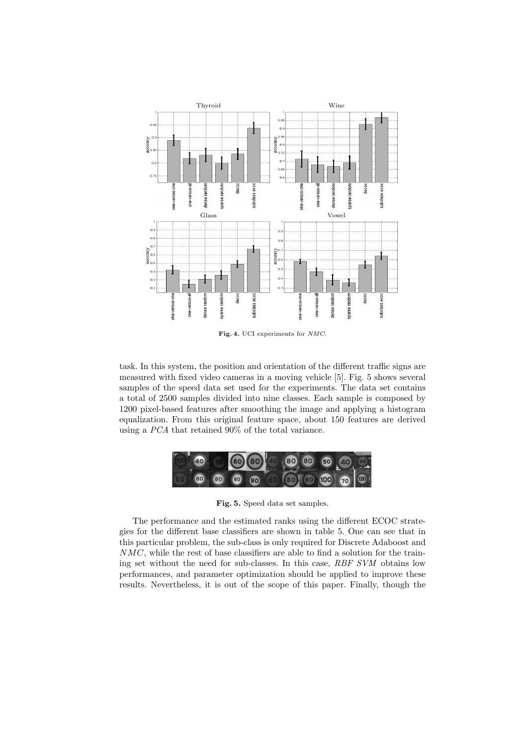**Fig. 4.** UCI experiments for *NMC*.

task. In this system, the position and orientation of the different traffic signs are measured with fixed video cameras in a moving vehicle [5]. Fig. 5 shows several samples of the speed data set used for the experiments. The data set contains a total of 2500 samples divided into nine classes. Each sample is composed by 1200 pixel-based features after smoothing the image and applying a histogram equalization. From this original feature space, about 150 features are derived using a *PCA* that retained 90% of the total variance.

**Fig. 5.** Speed data set samples.

The performance and the estimated ranks using the different ECOC strategies for the different base classifiers are shown in table 5. One can see that in this particular problem, the sub-class is only required for Discrete Adaboost and *NMC*, while the rest of base classifiers are able to find a solution for the training set without the need for sub-classes. In this case, *RBF SVM* obtains low performances, and parameter optimization should be applied to improve these results. Nevertheless, it is out of the scope of this paper. Finally, though the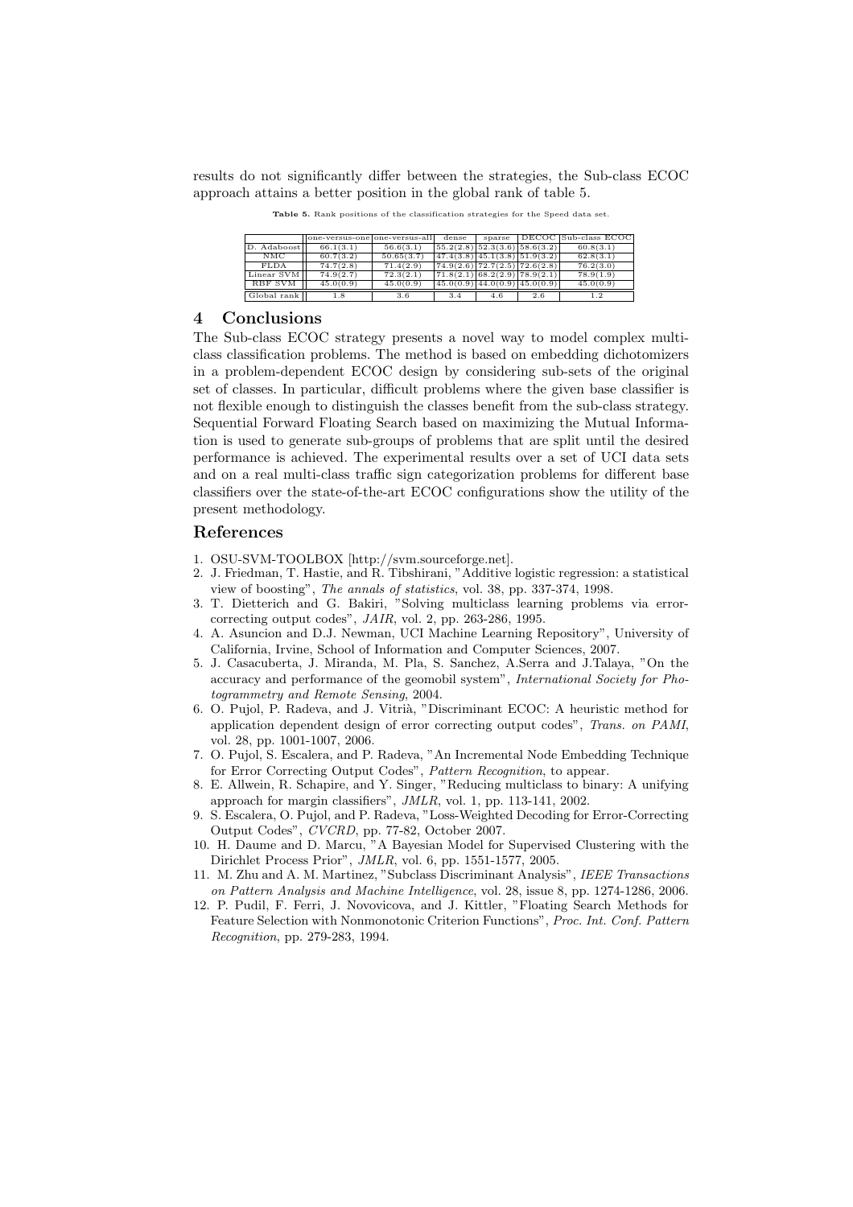results do not significantly differ between the strategies, the Sub-class ECOC approach attains a better position in the global rank of table 5.

**Table 5.** Rank positions of the classification strategies for the Speed data set.

| | one-versus-one | one-versus-all | dense | sparse | DECOC | Sub-class ECOC |
|---|---|---|---|---|---|---|
| D. Adaboost | 66.1(3.1) | 56.6(3.1) | 55.2(2.8) | 52.3(3.6) | 58.6(3.2) | 60.8(3.1) |
| NMC | 60.7(3.2) | 50.65(3.7) | 47.4(3.8) | 45.1(3.8) | 51.9(3.2) | 62.8(3.1) |
| FLDA | 74.7(2.8) | 71.4(2.9) | 74.9(2.6) | 72.7(2.5) | 72.6(2.8) | 76.2(3.0) |
| Linear SVM | 74.9(2.7) | 72.3(2.1) | 71.8(2.1) | 68.2(2.9) | 78.9(2.1) | 78.9(1.9) |
| RBF SVM | 45.0(0.9) | 45.0(0.9) | 45.0(0.9) | 44.0(0.9) | 45.0(0.9) | 45.0(0.9) |
| Global rank | 1.8 | 3.6 | 3.4 | 4.6 | 2.6 | 1.2 |

## 4 Conclusions

The Sub-class ECOC strategy presents a novel way to model complex multi-class classification problems. The method is based on embedding dichotomizers in a problem-dependent ECOC design by considering sub-sets of the original set of classes. In particular, difficult problems where the given base classifier is not flexible enough to distinguish the classes benefit from the sub-class strategy. Sequential Forward Floating Search based on maximizing the Mutual Information is used to generate sub-groups of problems that are split until the desired performance is achieved. The experimental results over a set of UCI data sets and on a real multi-class traffic sign categorization problems for different base classifiers over the state-of-the-art ECOC configurations show the utility of the present methodology.

## References

1. OSU-SVM-TOOLBOX [http://svm.sourceforge.net].
2. J. Friedman, T. Hastie, and R. Tibshirani, "Additive logistic regression: a statistical view of boosting", *The annals of statistics*, vol. 38, pp. 337-374, 1998.
3. T. Dietterich and G. Bakiri, "Solving multiclass learning problems via error-correcting output codes", *JAIR*, vol. 2, pp. 263-286, 1995.
4. A. Asuncion and D.J. Newman, UCI Machine Learning Repository", University of California, Irvine, School of Information and Computer Sciences, 2007.
5. J. Casacuberta, J. Miranda, M. Pla, S. Sanchez, A.Serra and J.Talaya, "On the accuracy and performance of the geomobil system", *International Society for Photogrammetry and Remote Sensing*, 2004.
6. O. Pujol, P. Radeva, and J. Vitrià, "Discriminant ECOC: A heuristic method for application dependent design of error correcting output codes", *Trans. on PAMI*, vol. 28, pp. 1001-1007, 2006.
7. O. Pujol, S. Escalera, and P. Radeva, "An Incremental Node Embedding Technique for Error Correcting Output Codes", *Pattern Recognition*, to appear.
8. E. Allwein, R. Schapire, and Y. Singer, "Reducing multiclass to binary: A unifying approach for margin classifiers", *JMLR*, vol. 1, pp. 113-141, 2002.
9. S. Escalera, O. Pujol, and P. Radeva, "Loss-Weighted Decoding for Error-Correcting Output Codes", *CVCRD*, pp. 77-82, October 2007.
10. H. Daume and D. Marcu, "A Bayesian Model for Supervised Clustering with the Dirichlet Process Prior", *JMLR*, vol. 6, pp. 1551-1577, 2005.
11. M. Zhu and A. M. Martinez, "Subclass Discriminant Analysis", *IEEE Transactions on Pattern Analysis and Machine Intelligence*, vol. 28, issue 8, pp. 1274-1286, 2006.
12. P. Pudil, F. Ferri, J. Novovicova, and J. Kittler, "Floating Search Methods for Feature Selection with Nonmonotonic Criterion Functions", *Proc. Int. Conf. Pattern Recognition*, pp. 279-283, 1994.